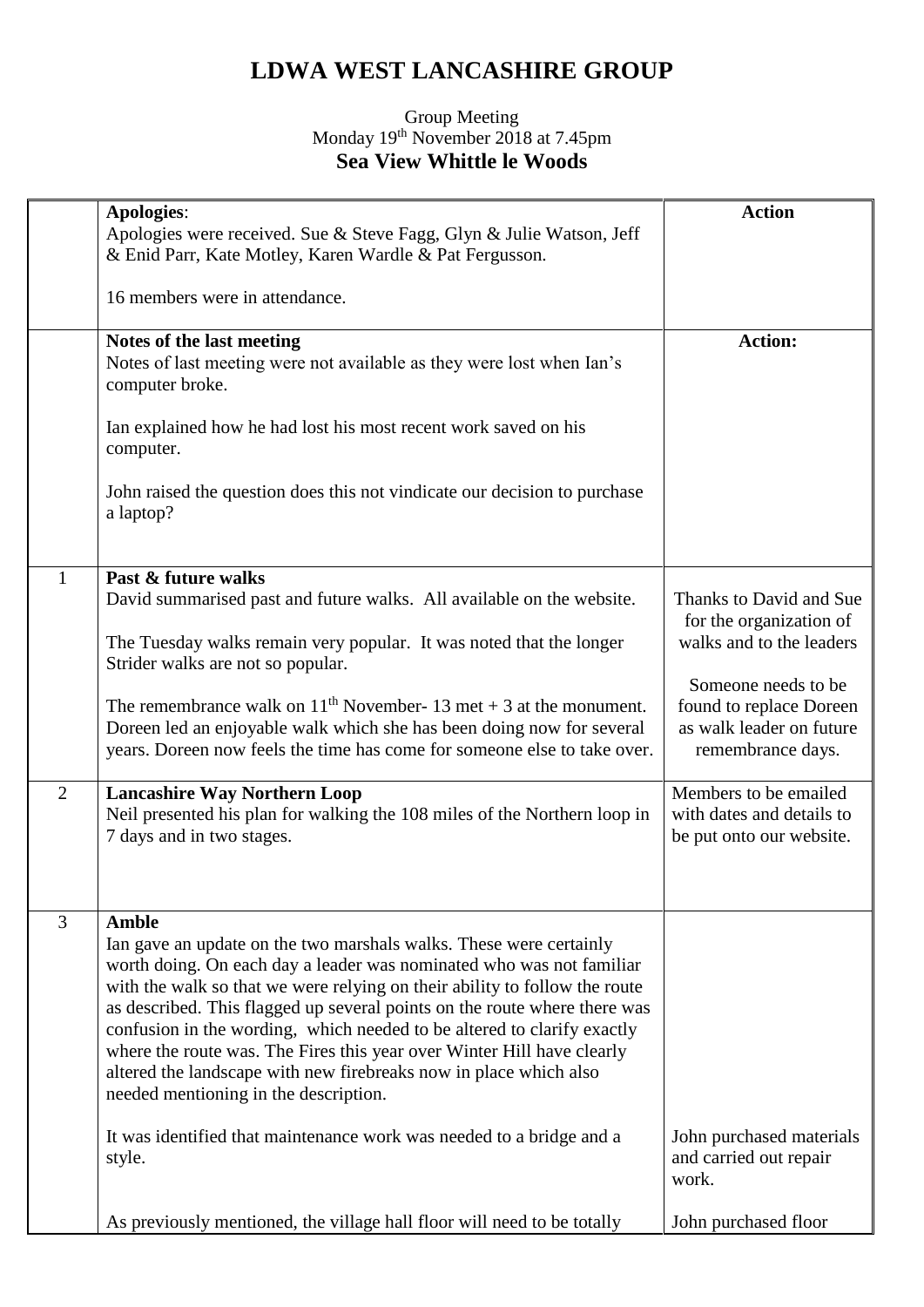# LDWA WEST LANCASHIRE GROUP

Group Meeting
Monday 19th November 2018 at 7.45pm
**Sea View Whittle le Woods**

| | | Action |
|---|---|---|
| | **Apologies**:<br>Apologies were received. Sue & Steve Fagg, Glyn & Julie Watson, Jeff & Enid Parr, Kate Motley, Karen Wardle & Pat Fergusson.<br><br>16 members were in attendance. | |
| | **Notes of the last meeting**<br>Notes of last meeting were not available as they were lost when Ian's computer broke.<br><br>Ian explained how he had lost his most recent work saved on his computer.<br><br>John raised the question does this not vindicate our decision to purchase a laptop? | **Action:** |
| 1 | **Past & future walks**<br>David summarised past and future walks. All available on the website.<br><br>The Tuesday walks remain very popular. It was noted that the longer Strider walks are not so popular.<br><br>The remembrance walk on 11th November- 13 met + 3 at the monument. Doreen led an enjoyable walk which she has been doing now for several years. Doreen now feels the time has come for someone else to take over. | Thanks to David and Sue for the organization of walks and to the leaders<br><br>Someone needs to be found to replace Doreen as walk leader on future remembrance days. |
| 2 | **Lancashire Way Northern Loop**<br>Neil presented his plan for walking the 108 miles of the Northern loop in 7 days and in two stages. | Members to be emailed with dates and details to be put onto our website. |
| 3 | **Amble**<br>Ian gave an update on the two marshals walks. These were certainly worth doing. On each day a leader was nominated who was not familiar with the walk so that we were relying on their ability to follow the route as described. This flagged up several points on the route where there was confusion in the wording, which needed to be altered to clarify exactly where the route was. The Fires this year over Winter Hill have clearly altered the landscape with new firebreaks now in place which also needed mentioning in the description.<br><br>It was identified that maintenance work was needed to a bridge and a style.<br><br>As previously mentioned, the village hall floor will need to be totally | <br><br><br><br><br><br><br><br>John purchased materials and carried out repair work.<br><br>John purchased floor |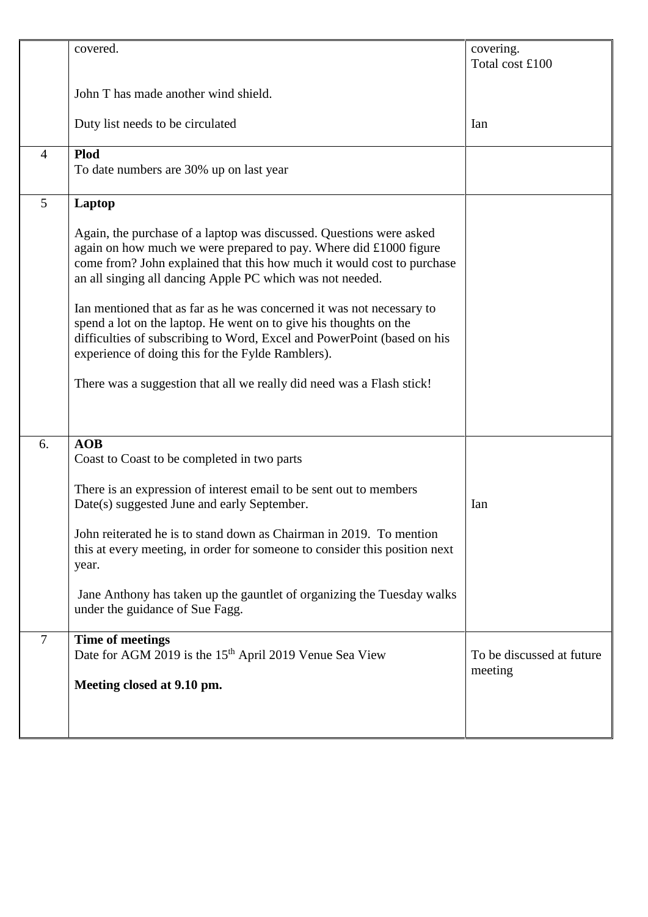| | | |
|---|---|---|
| | covered.<br><br>John T has made another wind shield.<br><br>Duty list needs to be circulated | covering.<br>Total cost £100<br><br><br><br>Ian |
| 4 | **Plod**<br>To date numbers are 30% up on last year | |
| 5 | **Laptop**<br><br>Again, the purchase of a laptop was discussed. Questions were asked again on how much we were prepared to pay. Where did £1000 figure come from? John explained that this how much it would cost to purchase an all singing all dancing Apple PC which was not needed.<br><br>Ian mentioned that as far as he was concerned it was not necessary to spend a lot on the laptop. He went on to give his thoughts on the difficulties of subscribing to Word, Excel and PowerPoint (based on his experience of doing this for the Fylde Ramblers).<br><br>There was a suggestion that all we really did need was a Flash stick! | |
| 6. | **AOB**<br>Coast to Coast to be completed in two parts<br><br>There is an expression of interest email to be sent out to members Date(s) suggested June and early September.<br><br>John reiterated he is to stand down as Chairman in 2019. To mention this at every meeting, in order for someone to consider this position next year.<br><br>Jane Anthony has taken up the gauntlet of organizing the Tuesday walks under the guidance of Sue Fagg. | <br><br><br><br>Ian |
| 7 | **Time of meetings**<br>Date for AGM 2019 is the 15th April 2019 Venue Sea View<br><br>**Meeting closed at 9.10 pm.** | To be discussed at future meeting |